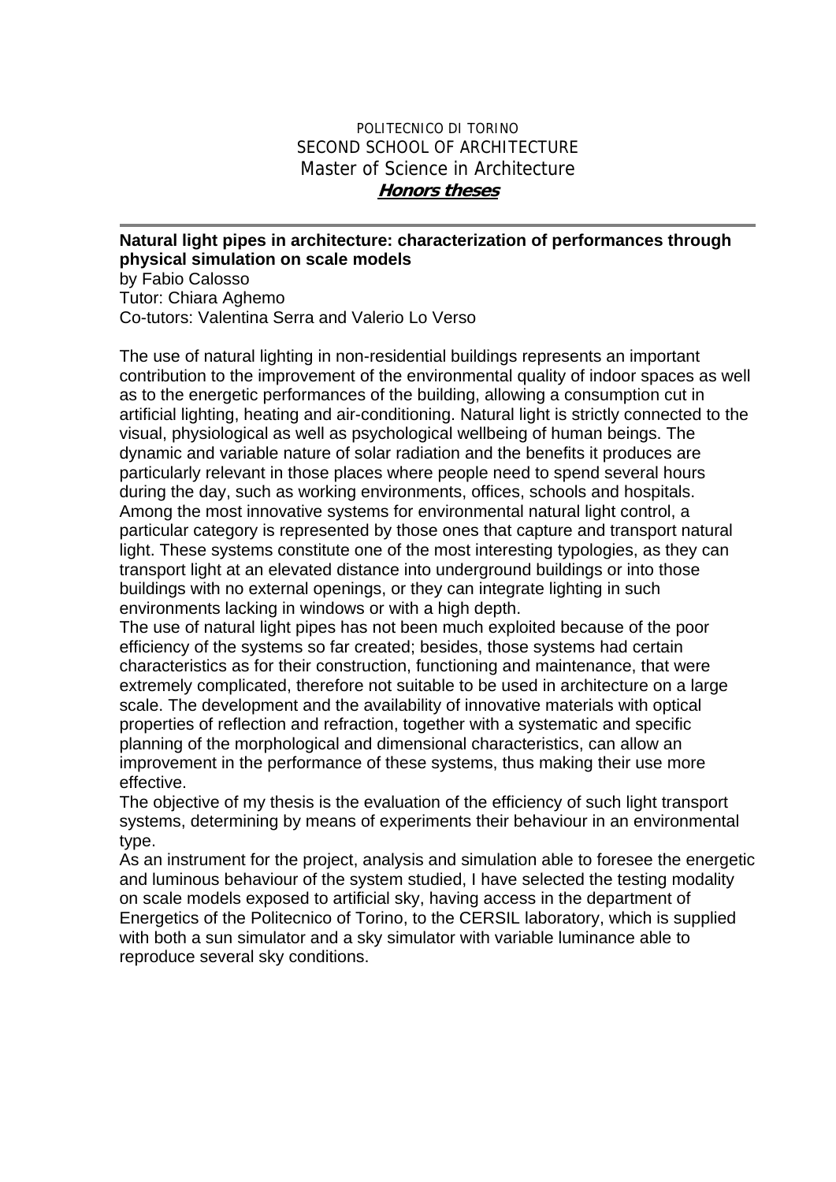POLITECNICO DI TORINO
SECOND SCHOOL OF ARCHITECTURE
Master of Science in Architecture
**Honors theses**

---

**Natural light pipes in architecture: characterization of performances through physical simulation on scale models**
by Fabio Calosso
Tutor: Chiara Aghemo
Co-tutors: Valentina Serra and Valerio Lo Verso

The use of natural lighting in non-residential buildings represents an important contribution to the improvement of the environmental quality of indoor spaces as well as to the energetic performances of the building, allowing a consumption cut in artificial lighting, heating and air-conditioning. Natural light is strictly connected to the visual, physiological as well as psychological wellbeing of human beings. The dynamic and variable nature of solar radiation and the benefits it produces are particularly relevant in those places where people need to spend several hours during the day, such as working environments, offices, schools and hospitals. Among the most innovative systems for environmental natural light control, a particular category is represented by those ones that capture and transport natural light. These systems constitute one of the most interesting typologies, as they can transport light at an elevated distance into underground buildings or into those buildings with no external openings, or they can integrate lighting in such environments lacking in windows or with a high depth.
The use of natural light pipes has not been much exploited because of the poor efficiency of the systems so far created; besides, those systems had certain characteristics as for their construction, functioning and maintenance, that were extremely complicated, therefore not suitable to be used in architecture on a large scale. The development and the availability of innovative materials with optical properties of reflection and refraction, together with a systematic and specific planning of the morphological and dimensional characteristics, can allow an improvement in the performance of these systems, thus making their use more effective.
The objective of my thesis is the evaluation of the efficiency of such light transport systems, determining by means of experiments their behaviour in an environmental type.
As an instrument for the project, analysis and simulation able to foresee the energetic and luminous behaviour of the system studied, I have selected the testing modality on scale models exposed to artificial sky, having access in the department of Energetics of the Politecnico of Torino, to the CERSIL laboratory, which is supplied with both a sun simulator and a sky simulator with variable luminance able to reproduce several sky conditions.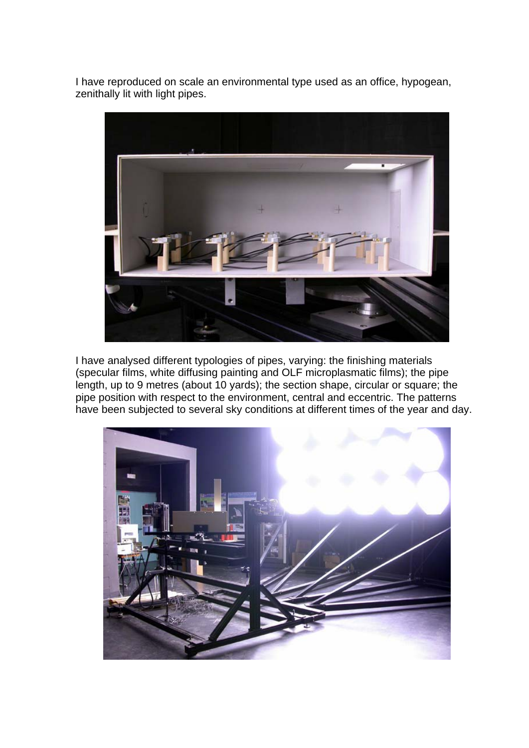I have reproduced on scale an environmental type used as an office, hypogean, zenithally lit with light pipes.

I have analysed different typologies of pipes, varying: the finishing materials (specular films, white diffusing painting and OLF microplasmatic films); the pipe length, up to 9 metres (about 10 yards); the section shape, circular or square; the pipe position with respect to the environment, central and eccentric. The patterns have been subjected to several sky conditions at different times of the year and day.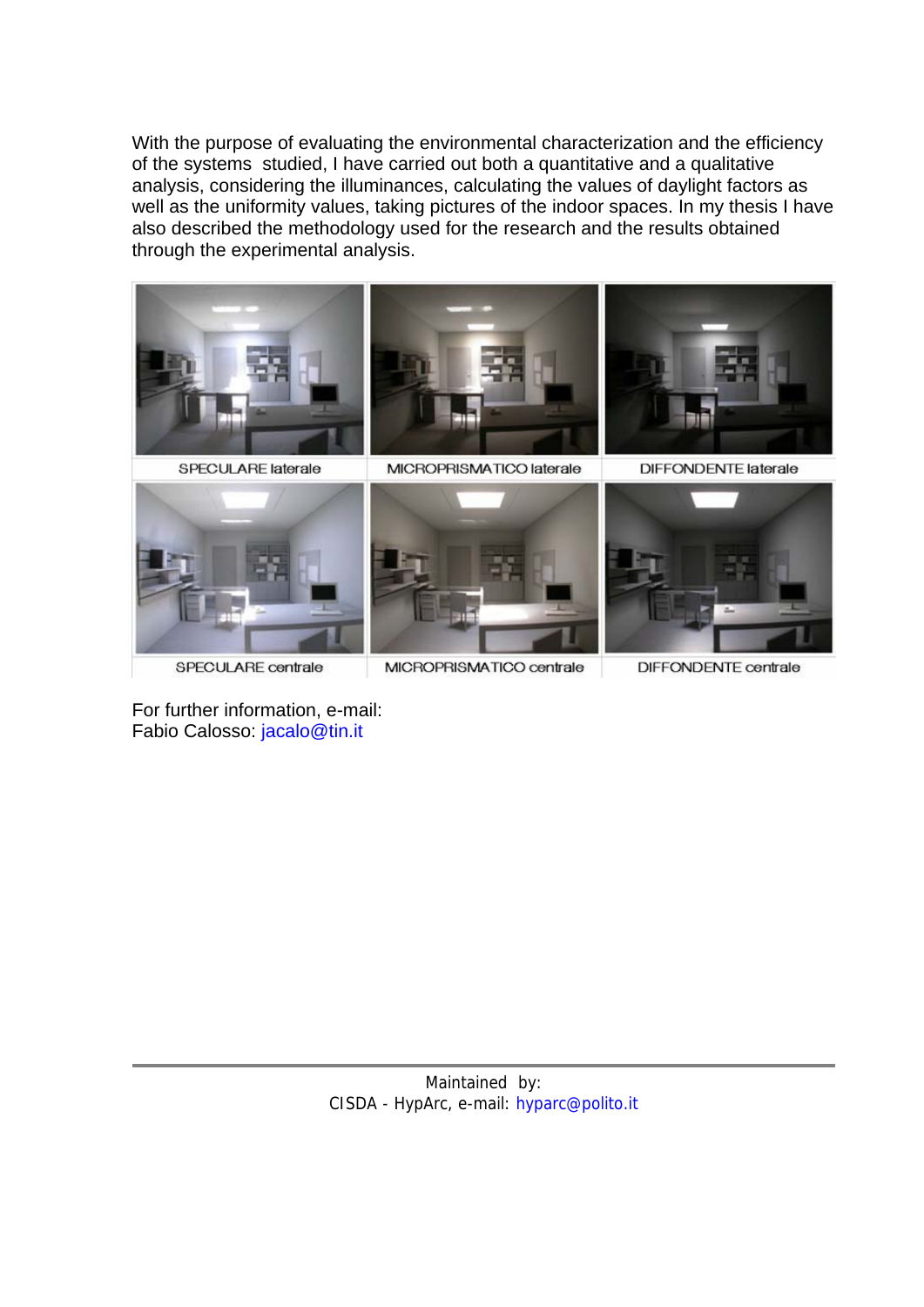With the purpose of evaluating the environmental characterization and the efficiency of the systems studied, I have carried out both a quantitative and a qualitative analysis, considering the illuminances, calculating the values of daylight factors as well as the uniformity values, taking pictures of the indoor spaces. In my thesis I have also described the methodology used for the research and the results obtained through the experimental analysis.

SPECULARE laterale

MICROPRISMATICO laterale

DIFFONDENTE laterale

SPECULARE centrale

MICROPRISMATICO centrale

DIFFONDENTE centrale

For further information, e-mail:
Fabio Calosso: jacalo@tin.it

Maintained by:
CISDA - HypArc, e-mail: hyparc@polito.it